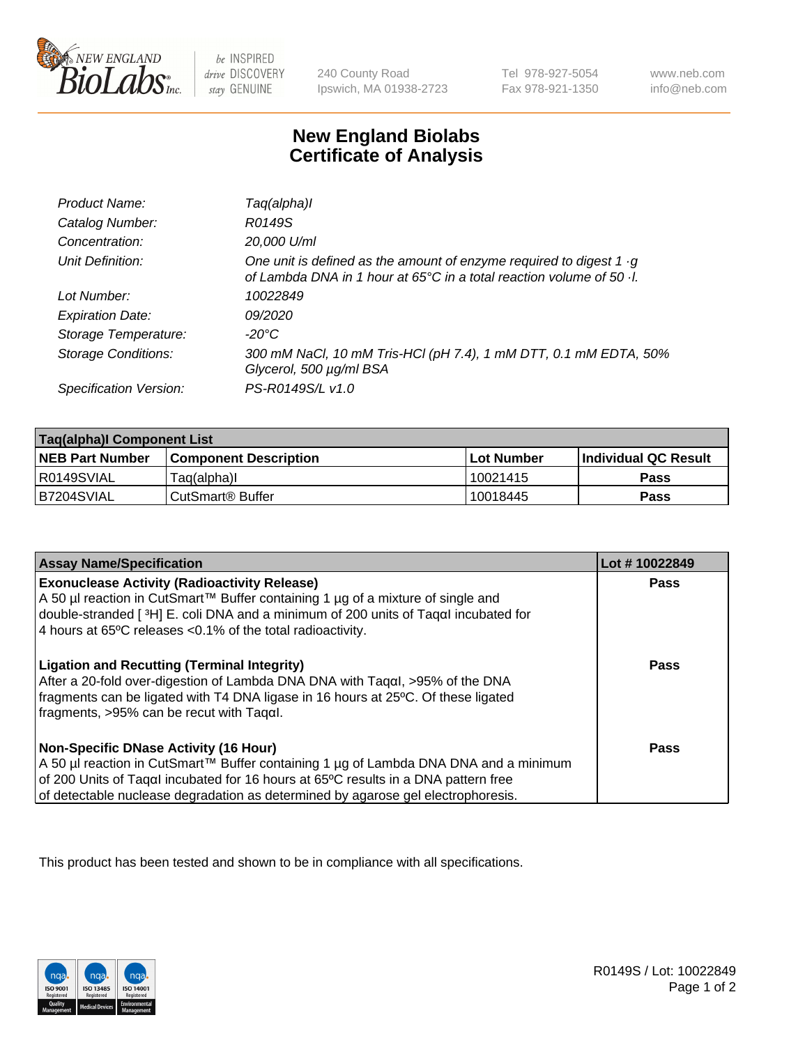# New England Biolabs
# Certificate of Analysis

| | |
|---|---|
| *Product Name:* | *Taq(alpha)I* |
| *Catalog Number:* | *R0149S* |
| *Concentration:* | *20,000 U/ml* |
| *Unit Definition:* | *One unit is defined as the amount of enzyme required to digest 1 ·g of Lambda DNA in 1 hour at 65°C in a total reaction volume of 50 ·l.* |
| *Lot Number:* | *10022849* |
| *Expiration Date:* | *09/2020* |
| *Storage Temperature:* | *-20°C* |
| *Storage Conditions:* | *300 mM NaCl, 10 mM Tris-HCl (pH 7.4), 1 mM DTT, 0.1 mM EDTA, 50% Glycerol, 500 µg/ml BSA* |
| *Specification Version:* | *PS-R0149S/L v1.0* |

| Taq(alpha)I Component List | | | |
|---|---|---|---|
| **NEB Part Number** | **Component Description** | **Lot Number** | **Individual QC Result** |
| R0149SVIAL | Taq(alpha)I | 10021415 | **Pass** |
| B7204SVIAL | CutSmart® Buffer | 10018445 | **Pass** |

| Assay Name/Specification | Lot # 10022849 |
|---|---|
| **Exonuclease Activity (Radioactivity Release)** A 50 µl reaction in CutSmart™ Buffer containing 1 µg of a mixture of single and double-stranded [ ³H] E. coli DNA and a minimum of 200 units of TaqαI incubated for 4 hours at 65ºC releases <0.1% of the total radioactivity. | **Pass** |
| **Ligation and Recutting (Terminal Integrity)** After a 20-fold over-digestion of Lambda DNA DNA with TaqαI, >95% of the DNA fragments can be ligated with T4 DNA ligase in 16 hours at 25ºC. Of these ligated fragments, >95% can be recut with TaqαI. | **Pass** |
| **Non-Specific DNase Activity (16 Hour)** A 50 µl reaction in CutSmart™ Buffer containing 1 µg of Lambda DNA DNA and a minimum of 200 Units of TaqαI incubated for 16 hours at 65ºC results in a DNA pattern free of detectable nuclease degradation as determined by agarose gel electrophoresis. | **Pass** |

This product has been tested and shown to be in compliance with all specifications.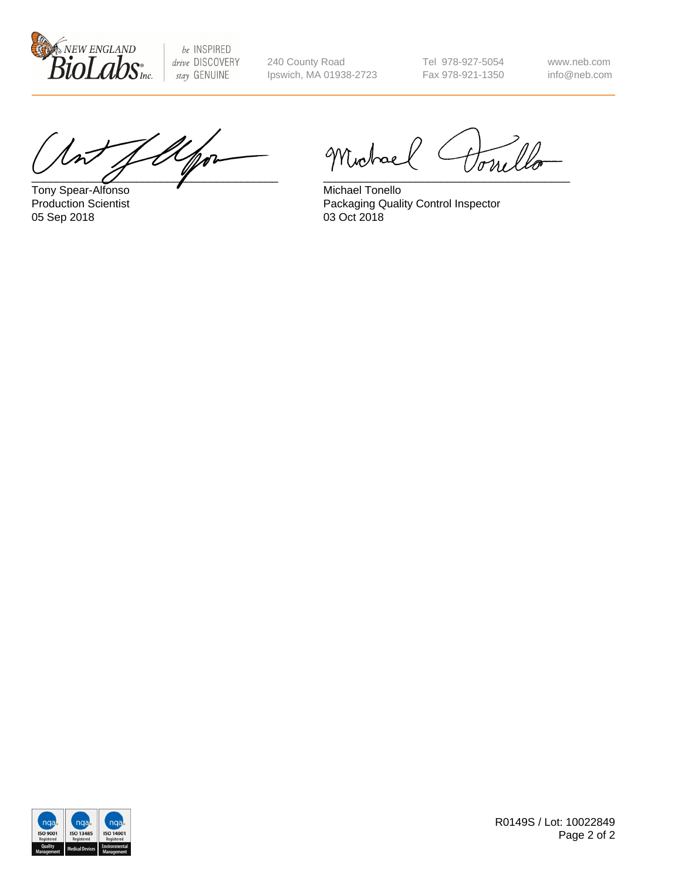Tony Spear-Alfonso
Production Scientist
05 Sep 2018

Michael Tonello
Packaging Quality Control Inspector
03 Oct 2018